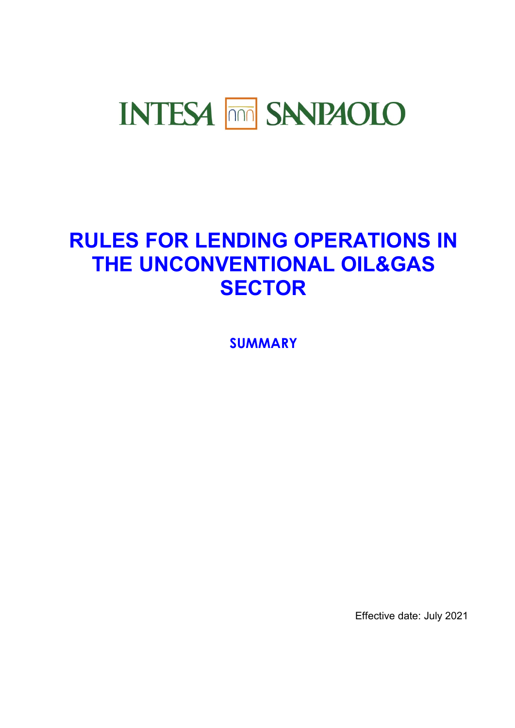INTESA SANPAOLO

# RULES FOR LENDING OPERATIONS IN THE UNCONVENTIONAL OIL&GAS SECTOR

## SUMMARY

Effective date: July 2021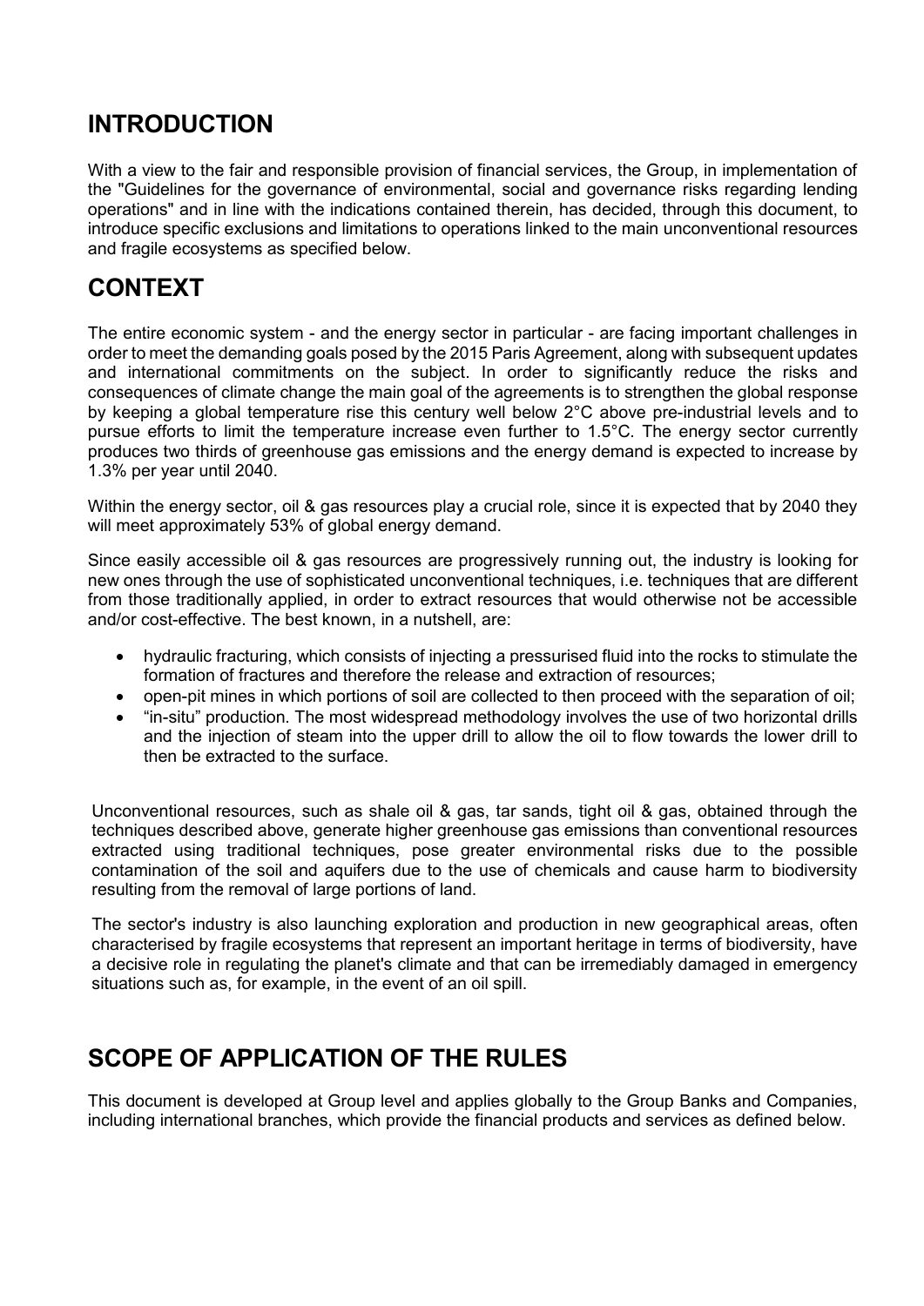## INTRODUCTION

With a view to the fair and responsible provision of financial services, the Group, in implementation of the "Guidelines for the governance of environmental, social and governance risks regarding lending operations" and in line with the indications contained therein, has decided, through this document, to introduce specific exclusions and limitations to operations linked to the main unconventional resources and fragile ecosystems as specified below.

## CONTEXT

The entire economic system - and the energy sector in particular - are facing important challenges in order to meet the demanding goals posed by the 2015 Paris Agreement, along with subsequent updates and international commitments on the subject. In order to significantly reduce the risks and consequences of climate change the main goal of the agreements is to strengthen the global response by keeping a global temperature rise this century well below 2°C above pre-industrial levels and to pursue efforts to limit the temperature increase even further to 1.5°C. The energy sector currently produces two thirds of greenhouse gas emissions and the energy demand is expected to increase by 1.3% per year until 2040.

Within the energy sector, oil & gas resources play a crucial role, since it is expected that by 2040 they will meet approximately 53% of global energy demand.

Since easily accessible oil & gas resources are progressively running out, the industry is looking for new ones through the use of sophisticated unconventional techniques, i.e. techniques that are different from those traditionally applied, in order to extract resources that would otherwise not be accessible and/or cost-effective. The best known, in a nutshell, are:

- hydraulic fracturing, which consists of injecting a pressurised fluid into the rocks to stimulate the formation of fractures and therefore the release and extraction of resources;
- open-pit mines in which portions of soil are collected to then proceed with the separation of oil;
- "in-situ" production. The most widespread methodology involves the use of two horizontal drills and the injection of steam into the upper drill to allow the oil to flow towards the lower drill to then be extracted to the surface.

Unconventional resources, such as shale oil & gas, tar sands, tight oil & gas, obtained through the techniques described above, generate higher greenhouse gas emissions than conventional resources extracted using traditional techniques, pose greater environmental risks due to the possible contamination of the soil and aquifers due to the use of chemicals and cause harm to biodiversity resulting from the removal of large portions of land.

The sector's industry is also launching exploration and production in new geographical areas, often characterised by fragile ecosystems that represent an important heritage in terms of biodiversity, have a decisive role in regulating the planet's climate and that can be irremediably damaged in emergency situations such as, for example, in the event of an oil spill.

## SCOPE OF APPLICATION OF THE RULES

This document is developed at Group level and applies globally to the Group Banks and Companies, including international branches, which provide the financial products and services as defined below.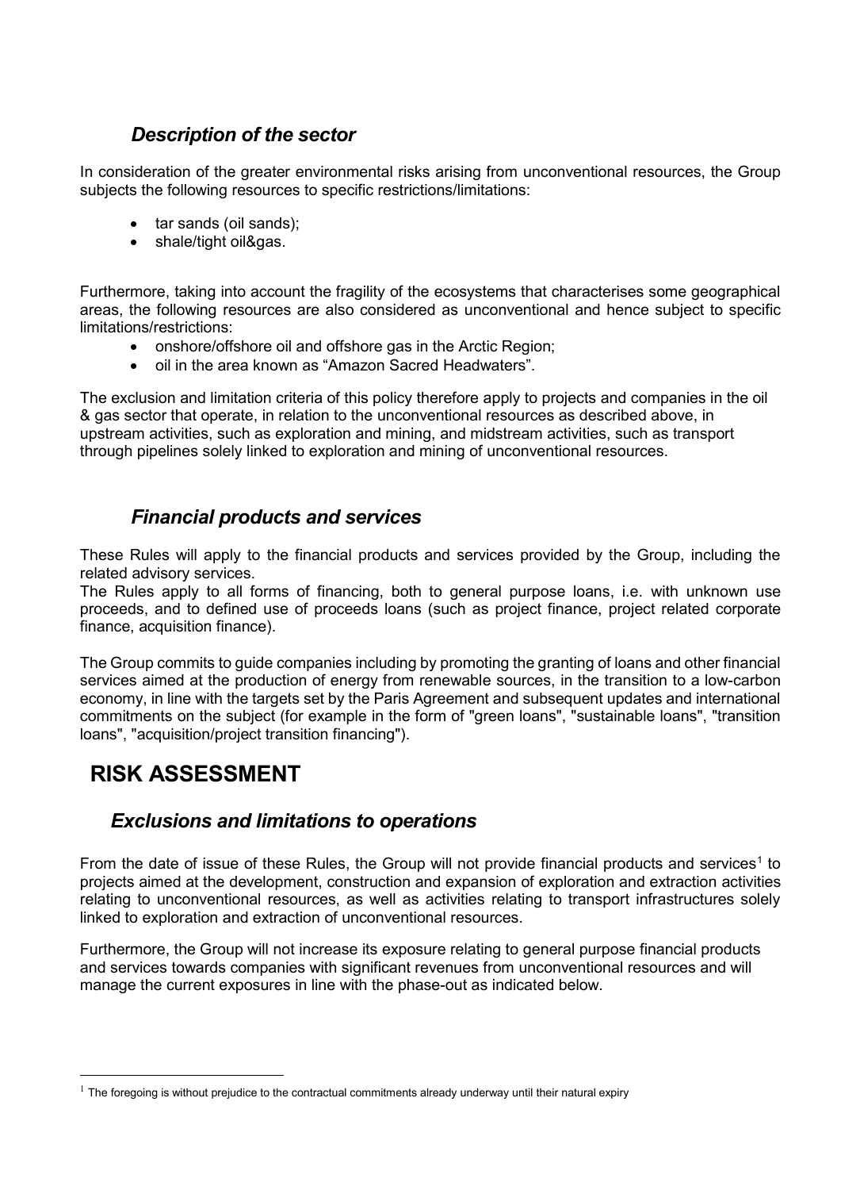### *Description of the sector*

In consideration of the greater environmental risks arising from unconventional resources, the Group subjects the following resources to specific restrictions/limitations:

- tar sands (oil sands);
- shale/tight oil&gas.

Furthermore, taking into account the fragility of the ecosystems that characterises some geographical areas, the following resources are also considered as unconventional and hence subject to specific limitations/restrictions:

- onshore/offshore oil and offshore gas in the Arctic Region;
- oil in the area known as "Amazon Sacred Headwaters".

The exclusion and limitation criteria of this policy therefore apply to projects and companies in the oil & gas sector that operate, in relation to the unconventional resources as described above, in upstream activities, such as exploration and mining, and midstream activities, such as transport through pipelines solely linked to exploration and mining of unconventional resources.

### *Financial products and services*

These Rules will apply to the financial products and services provided by the Group, including the related advisory services.

The Rules apply to all forms of financing, both to general purpose loans, i.e. with unknown use proceeds, and to defined use of proceeds loans (such as project finance, project related corporate finance, acquisition finance).

The Group commits to guide companies including by promoting the granting of loans and other financial services aimed at the production of energy from renewable sources, in the transition to a low-carbon economy, in line with the targets set by the Paris Agreement and subsequent updates and international commitments on the subject (for example in the form of "green loans", "sustainable loans", "transition loans", "acquisition/project transition financing").

## RISK ASSESSMENT

### *Exclusions and limitations to operations*

From the date of issue of these Rules, the Group will not provide financial products and services[1] to projects aimed at the development, construction and expansion of exploration and extraction activities relating to unconventional resources, as well as activities relating to transport infrastructures solely linked to exploration and extraction of unconventional resources.

Furthermore, the Group will not increase its exposure relating to general purpose financial products and services towards companies with significant revenues from unconventional resources and will manage the current exposures in line with the phase-out as indicated below.

---

[1] The foregoing is without prejudice to the contractual commitments already underway until their natural expiry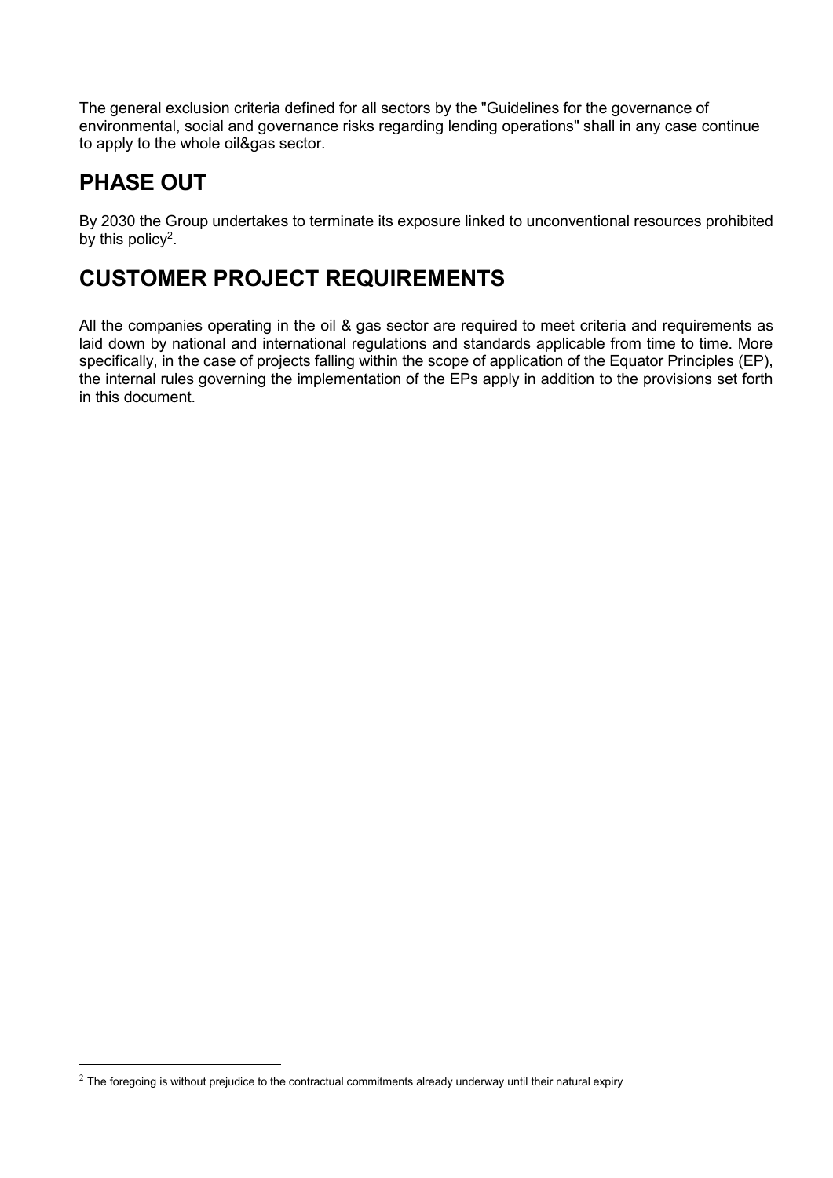The general exclusion criteria defined for all sectors by the "Guidelines for the governance of environmental, social and governance risks regarding lending operations" shall in any case continue to apply to the whole oil&gas sector.

## PHASE OUT

By 2030 the Group undertakes to terminate its exposure linked to unconventional resources prohibited by this policy[2].

## CUSTOMER PROJECT REQUIREMENTS

All the companies operating in the oil & gas sector are required to meet criteria and requirements as laid down by national and international regulations and standards applicable from time to time. More specifically, in the case of projects falling within the scope of application of the Equator Principles (EP), the internal rules governing the implementation of the EPs apply in addition to the provisions set forth in this document.

[2] The foregoing is without prejudice to the contractual commitments already underway until their natural expiry